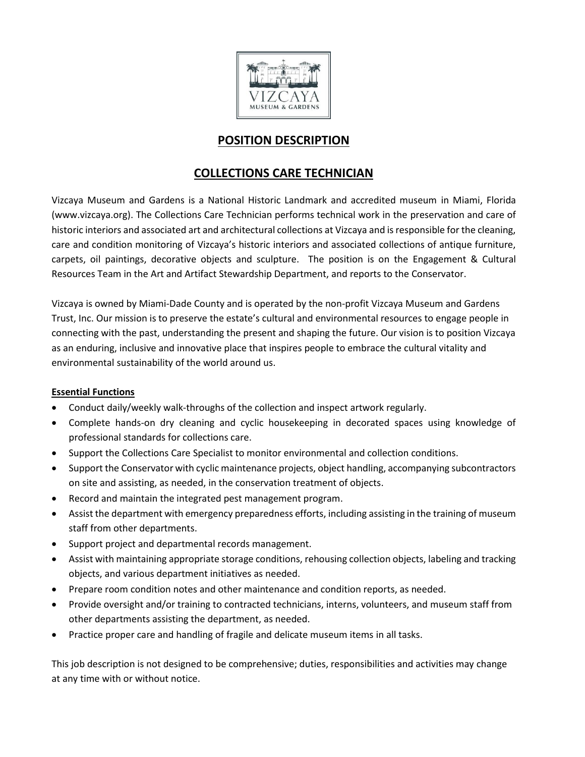# POSITION DESCRIPTION

## COLLECTIONS CARE TECHNICIAN

Vizcaya Museum and Gardens is a National Historic Landmark and accredited museum in Miami, Florida (www.vizcaya.org). The Collections Care Technician performs technical work in the preservation and care of historic interiors and associated art and architectural collections at Vizcaya and is responsible for the cleaning, care and condition monitoring of Vizcaya's historic interiors and associated collections of antique furniture, carpets, oil paintings, decorative objects and sculpture. The position is on the Engagement & Cultural Resources Team in the Art and Artifact Stewardship Department, and reports to the Conservator.

Vizcaya is owned by Miami-Dade County and is operated by the non-profit Vizcaya Museum and Gardens Trust, Inc. Our mission is to preserve the estate's cultural and environmental resources to engage people in connecting with the past, understanding the present and shaping the future. Our vision is to position Vizcaya as an enduring, inclusive and innovative place that inspires people to embrace the cultural vitality and environmental sustainability of the world around us.

**Essential Functions**

- Conduct daily/weekly walk-throughs of the collection and inspect artwork regularly.
- Complete hands-on dry cleaning and cyclic housekeeping in decorated spaces using knowledge of professional standards for collections care.
- Support the Collections Care Specialist to monitor environmental and collection conditions.
- Support the Conservator with cyclic maintenance projects, object handling, accompanying subcontractors on site and assisting, as needed, in the conservation treatment of objects.
- Record and maintain the integrated pest management program.
- Assist the department with emergency preparedness efforts, including assisting in the training of museum staff from other departments.
- Support project and departmental records management.
- Assist with maintaining appropriate storage conditions, rehousing collection objects, labeling and tracking objects, and various department initiatives as needed.
- Prepare room condition notes and other maintenance and condition reports, as needed.
- Provide oversight and/or training to contracted technicians, interns, volunteers, and museum staff from other departments assisting the department, as needed.
- Practice proper care and handling of fragile and delicate museum items in all tasks.

This job description is not designed to be comprehensive; duties, responsibilities and activities may change at any time with or without notice.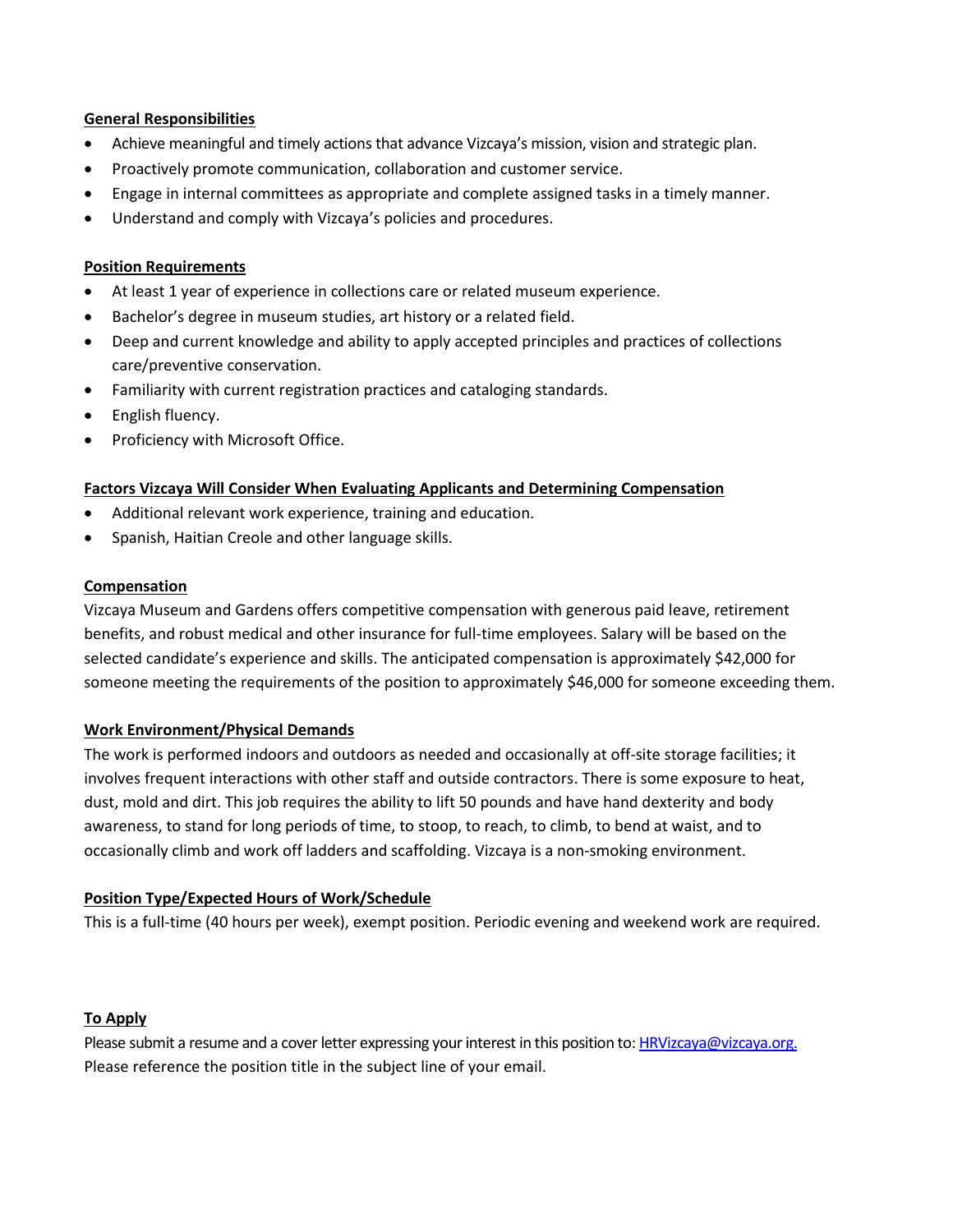**General Responsibilities**

- Achieve meaningful and timely actions that advance Vizcaya's mission, vision and strategic plan.
- Proactively promote communication, collaboration and customer service.
- Engage in internal committees as appropriate and complete assigned tasks in a timely manner.
- Understand and comply with Vizcaya's policies and procedures.

**Position Requirements**

- At least 1 year of experience in collections care or related museum experience.
- Bachelor's degree in museum studies, art history or a related field.
- Deep and current knowledge and ability to apply accepted principles and practices of collections care/preventive conservation.
- Familiarity with current registration practices and cataloging standards.
- English fluency.
- Proficiency with Microsoft Office.

**Factors Vizcaya Will Consider When Evaluating Applicants and Determining Compensation**

- Additional relevant work experience, training and education.
- Spanish, Haitian Creole and other language skills.

**Compensation**

Vizcaya Museum and Gardens offers competitive compensation with generous paid leave, retirement benefits, and robust medical and other insurance for full-time employees. Salary will be based on the selected candidate's experience and skills. The anticipated compensation is approximately $42,000 for someone meeting the requirements of the position to approximately $46,000 for someone exceeding them.

**Work Environment/Physical Demands**

The work is performed indoors and outdoors as needed and occasionally at off-site storage facilities; it involves frequent interactions with other staff and outside contractors. There is some exposure to heat, dust, mold and dirt. This job requires the ability to lift 50 pounds and have hand dexterity and body awareness, to stand for long periods of time, to stoop, to reach, to climb, to bend at waist, and to occasionally climb and work off ladders and scaffolding. Vizcaya is a non-smoking environment.

**Position Type/Expected Hours of Work/Schedule**

This is a full-time (40 hours per week), exempt position. Periodic evening and weekend work are required.

**To Apply**

Please submit a resume and a cover letter expressing your interest in this position to: HRVizcaya@vizcaya.org. Please reference the position title in the subject line of your email.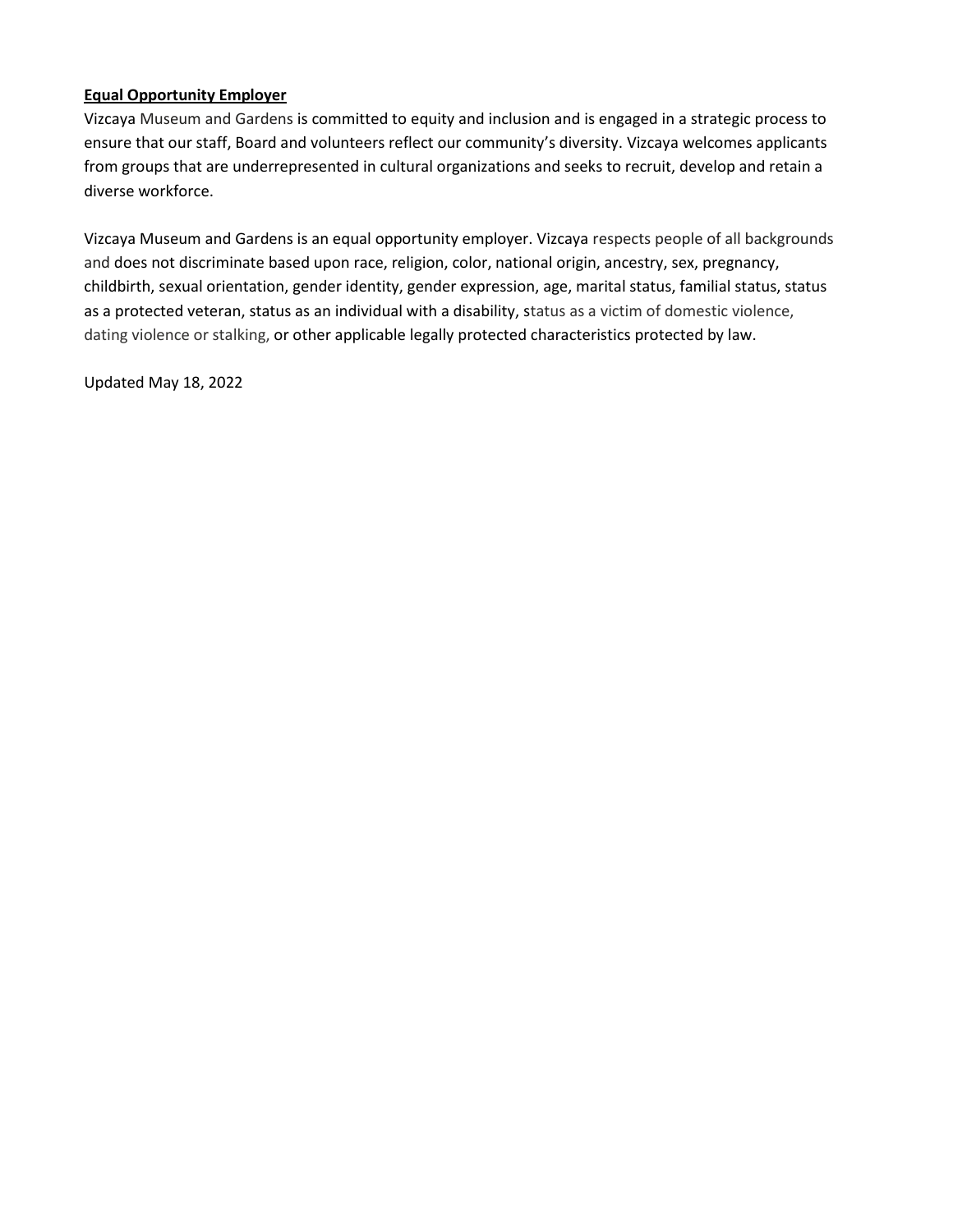**Equal Opportunity Employer**

Vizcaya Museum and Gardens is committed to equity and inclusion and is engaged in a strategic process to ensure that our staff, Board and volunteers reflect our community's diversity. Vizcaya welcomes applicants from groups that are underrepresented in cultural organizations and seeks to recruit, develop and retain a diverse workforce.

Vizcaya Museum and Gardens is an equal opportunity employer. Vizcaya respects people of all backgrounds and does not discriminate based upon race, religion, color, national origin, ancestry, sex, pregnancy, childbirth, sexual orientation, gender identity, gender expression, age, marital status, familial status, status as a protected veteran, status as an individual with a disability, status as a victim of domestic violence, dating violence or stalking, or other applicable legally protected characteristics protected by law.

Updated May 18, 2022